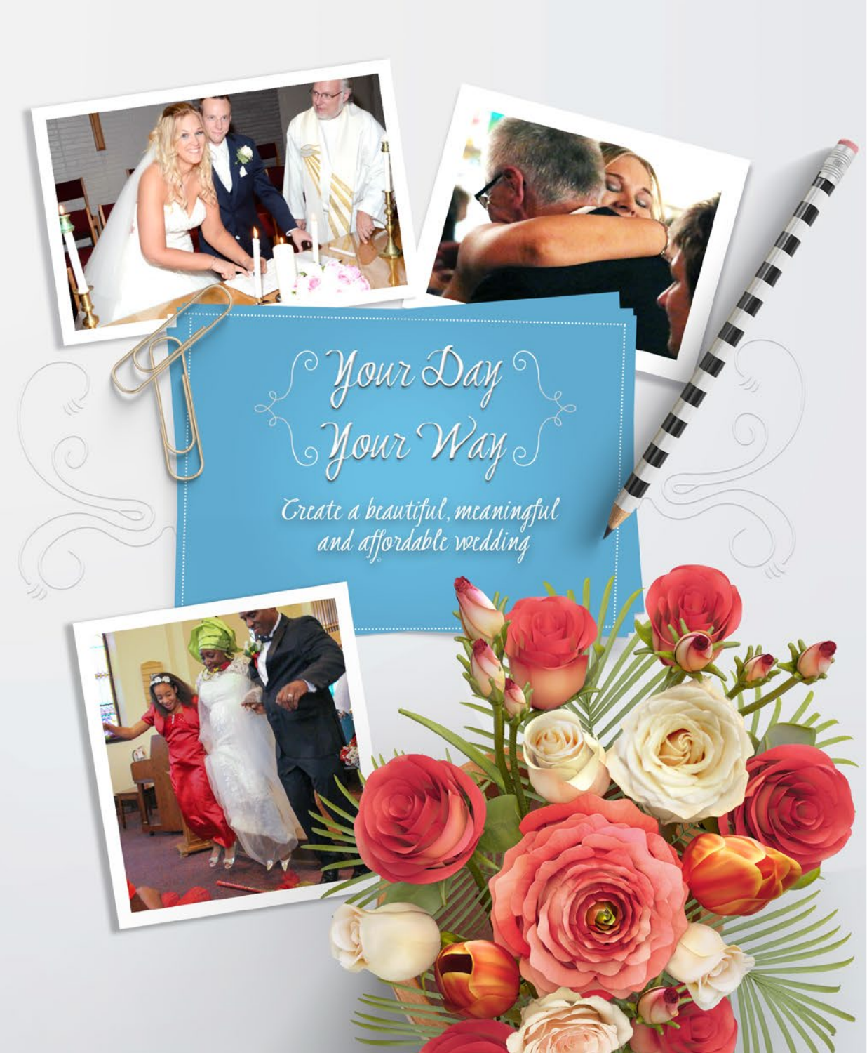# Your Day Your Way

*Create a beautiful, meaningful and affordable wedding*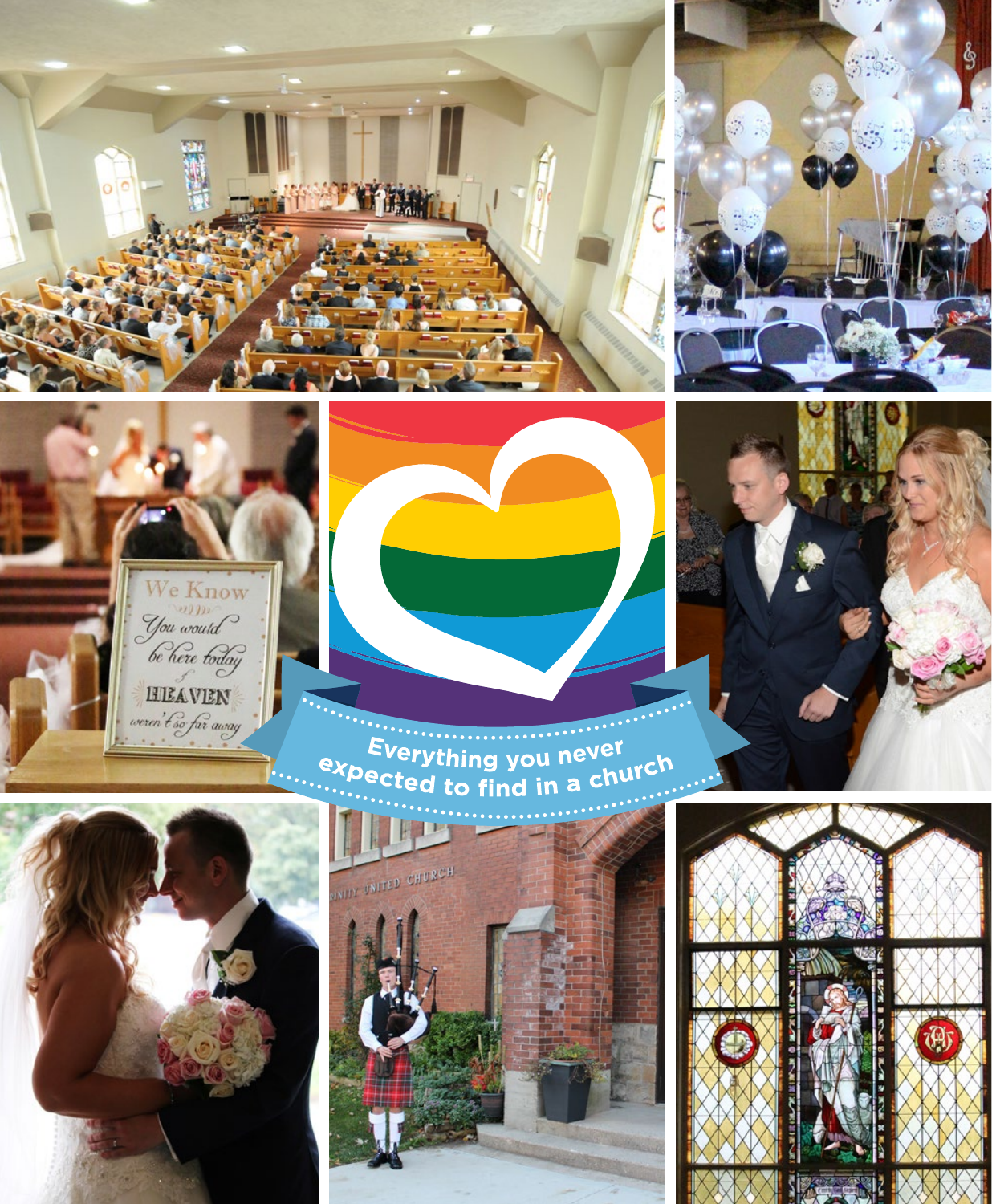Everything you never expected to find in a church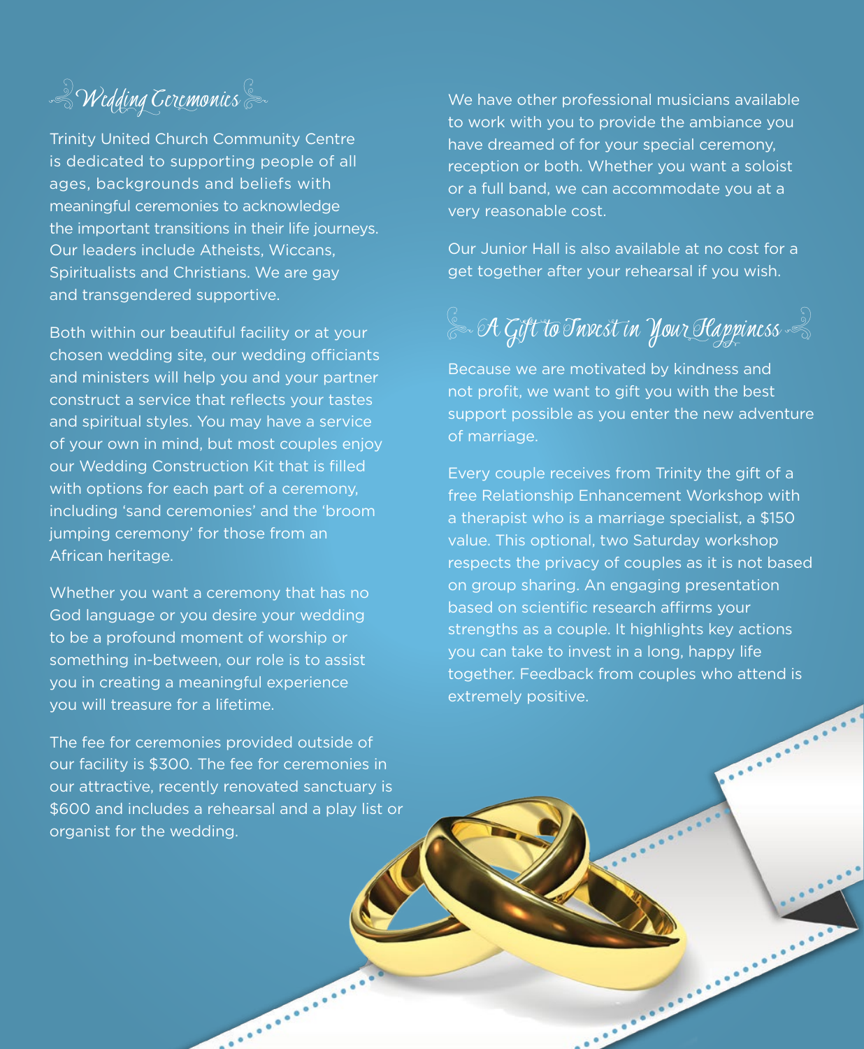## Wedding Ceremonies

Trinity United Church Community Centre is dedicated to supporting people of all ages, backgrounds and beliefs with meaningful ceremonies to acknowledge the important transitions in their life journeys. Our leaders include Atheists, Wiccans, Spiritualists and Christians. We are gay and transgendered supportive.

Both within our beautiful facility or at your chosen wedding site, our wedding officiants and ministers will help you and your partner construct a service that reflects your tastes and spiritual styles. You may have a service of your own in mind, but most couples enjoy our Wedding Construction Kit that is filled with options for each part of a ceremony, including 'sand ceremonies' and the 'broom jumping ceremony' for those from an African heritage.

Whether you want a ceremony that has no God language or you desire your wedding to be a profound moment of worship or something in-between, our role is to assist you in creating a meaningful experience you will treasure for a lifetime.

The fee for ceremonies provided outside of our facility is $300. The fee for ceremonies in our attractive, recently renovated sanctuary is $600 and includes a rehearsal and a play list or organist for the wedding.

We have other professional musicians available to work with you to provide the ambiance you have dreamed of for your special ceremony, reception or both. Whether you want a soloist or a full band, we can accommodate you at a very reasonable cost.

Our Junior Hall is also available at no cost for a get together after your rehearsal if you wish.

## A Gift to Invest in Your Happiness

Because we are motivated by kindness and not profit, we want to gift you with the best support possible as you enter the new adventure of marriage.

Every couple receives from Trinity the gift of a free Relationship Enhancement Workshop with a therapist who is a marriage specialist, a $150 value. This optional, two Saturday workshop respects the privacy of couples as it is not based on group sharing. An engaging presentation based on scientific research affirms your strengths as a couple. It highlights key actions you can take to invest in a long, happy life together. Feedback from couples who attend is extremely positive.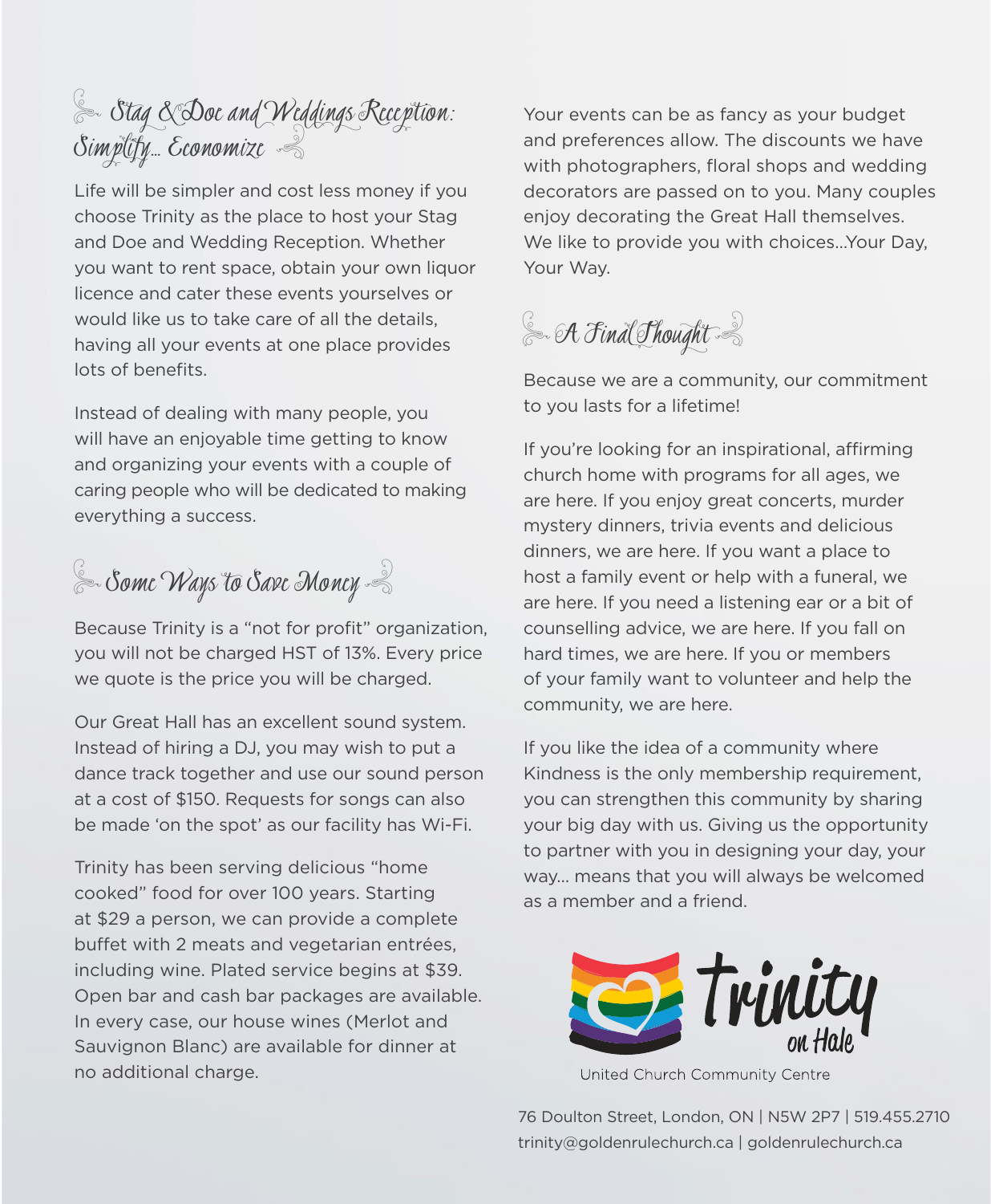## Stag & Doe and Weddings Reception: Simplify... Economize

Life will be simpler and cost less money if you choose Trinity as the place to host your Stag and Doe and Wedding Reception. Whether you want to rent space, obtain your own liquor licence and cater these events yourselves or would like us to take care of all the details, having all your events at one place provides lots of benefits.

Instead of dealing with many people, you will have an enjoyable time getting to know and organizing your events with a couple of caring people who will be dedicated to making everything a success.

## Some Ways to Save Money

Because Trinity is a "not for profit" organization, you will not be charged HST of 13%. Every price we quote is the price you will be charged.

Our Great Hall has an excellent sound system. Instead of hiring a DJ, you may wish to put a dance track together and use our sound person at a cost of $150. Requests for songs can also be made 'on the spot' as our facility has Wi-Fi.

Trinity has been serving delicious "home cooked" food for over 100 years. Starting at $29 a person, we can provide a complete buffet with 2 meats and vegetarian entrées, including wine. Plated service begins at $39. Open bar and cash bar packages are available. In every case, our house wines (Merlot and Sauvignon Blanc) are available for dinner at no additional charge.

Your events can be as fancy as your budget and preferences allow. The discounts we have with photographers, floral shops and wedding decorators are passed on to you. Many couples enjoy decorating the Great Hall themselves. We like to provide you with choices...Your Day, Your Way.

## A Final Thought

Because we are a community, our commitment to you lasts for a lifetime!

If you're looking for an inspirational, affirming church home with programs for all ages, we are here. If you enjoy great concerts, murder mystery dinners, trivia events and delicious dinners, we are here. If you want a place to host a family event or help with a funeral, we are here. If you need a listening ear or a bit of counselling advice, we are here. If you fall on hard times, we are here. If you or members of your family want to volunteer and help the community, we are here.

If you like the idea of a community where Kindness is the only membership requirement, you can strengthen this community by sharing your big day with us. Giving us the opportunity to partner with you in designing your day, your way... means that you will always be welcomed as a member and a friend.

Trinity on Hale

United Church Community Centre

76 Doulton Street, London, ON | N5W 2P7 | 519.455.2710
trinity@goldenrulechurch.ca | goldenrulechurch.ca